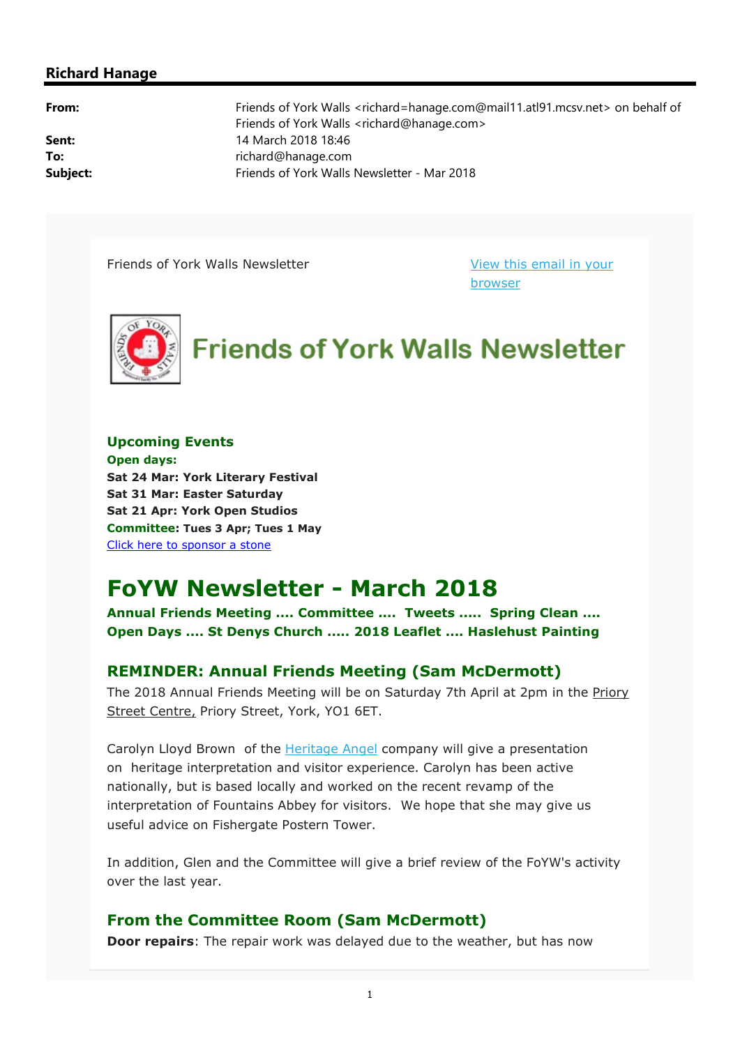## Richard Hanage

| | |
|---|---|
| **From:** | Friends of York Walls <richard=hanage.com@mail11.atl91.mcsv.net> on behalf of Friends of York Walls <richard@hanage.com> |
| **Sent:** | 14 March 2018 18:46 |
| **To:** | richard@hanage.com |
| **Subject:** | Friends of York Walls Newsletter - Mar 2018 |

Friends of York Walls Newsletter

[View this email in your browser]

# Friends of York Walls Newsletter

### Upcoming Events

**Open days:**
**Sat 24 Mar: York Literary Festival**
**Sat 31 Mar: Easter Saturday**
**Sat 21 Apr: York Open Studios**
**Committee: Tues 3 Apr; Tues 1 May**
[Click here to sponsor a stone]

# FoYW Newsletter - March 2018

**Annual Friends Meeting .... Committee .... Tweets ..... Spring Clean .... Open Days .... St Denys Church ..... 2018 Leaflet .... Haslehust Painting**

## REMINDER: Annual Friends Meeting (Sam McDermott)

The 2018 Annual Friends Meeting will be on Saturday 7th April at 2pm in the Priory Street Centre, Priory Street, York, YO1 6ET.

Carolyn Lloyd Brown of the [Heritage Angel] company will give a presentation on heritage interpretation and visitor experience. Carolyn has been active nationally, but is based locally and worked on the recent revamp of the interpretation of Fountains Abbey for visitors. We hope that she may give us useful advice on Fishergate Postern Tower.

In addition, Glen and the Committee will give a brief review of the FoYW's activity over the last year.

## From the Committee Room (Sam McDermott)

**Door repairs**: The repair work was delayed due to the weather, but has now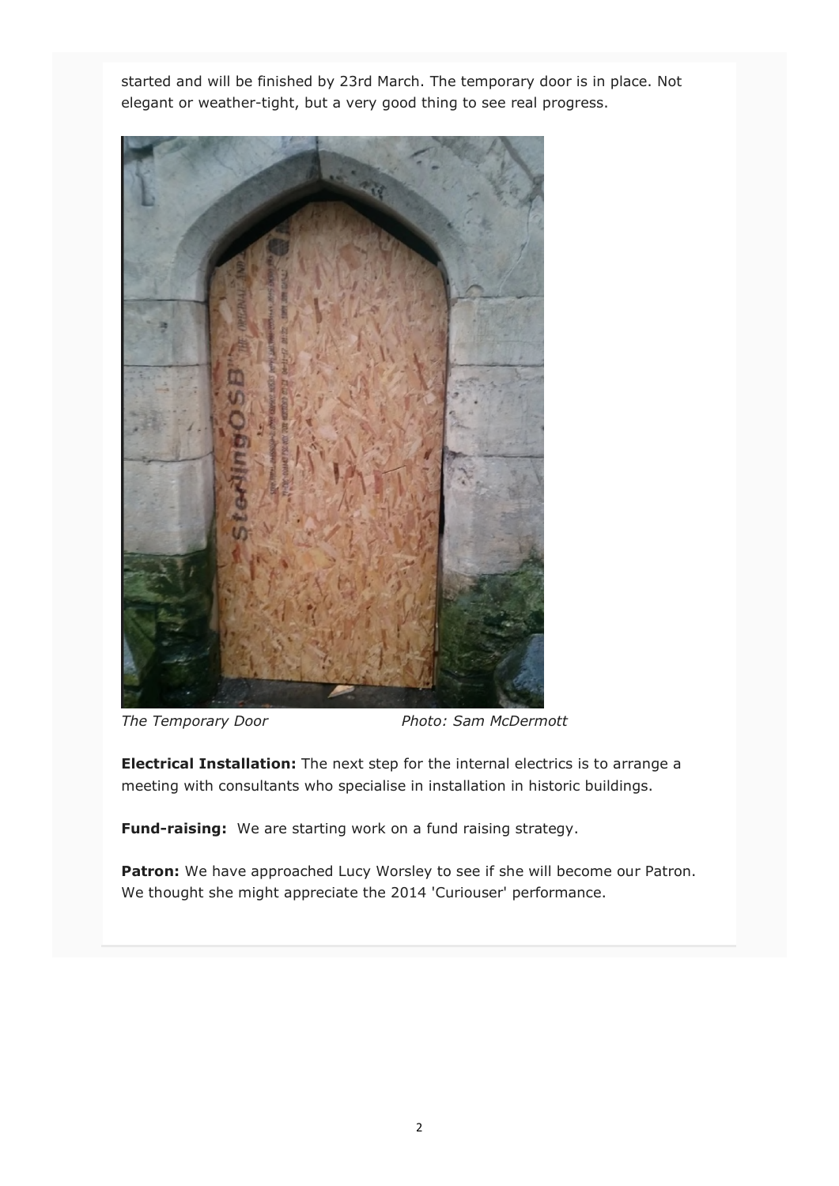started and will be finished by 23rd March. The temporary door is in place. Not elegant or weather-tight, but a very good thing to see real progress.

*The Temporary Door* *Photo: Sam McDermott*

**Electrical Installation:** The next step for the internal electrics is to arrange a meeting with consultants who specialise in installation in historic buildings.

**Fund-raising:** We are starting work on a fund raising strategy.

**Patron:** We have approached Lucy Worsley to see if she will become our Patron. We thought she might appreciate the 2014 'Curiouser' performance.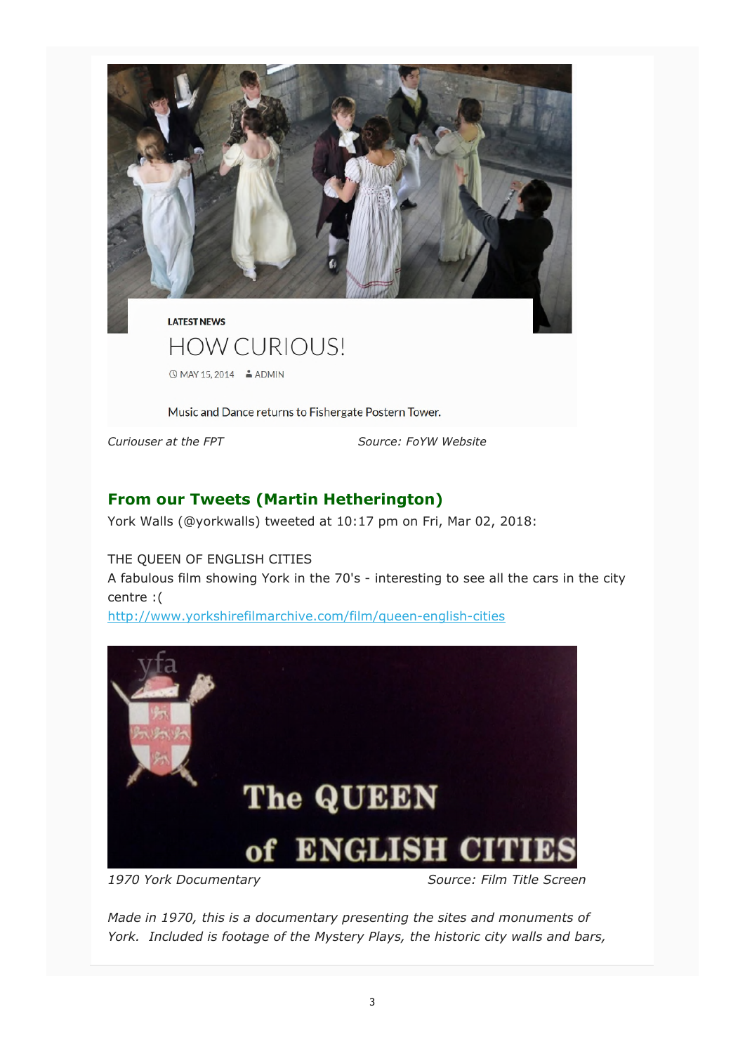LATEST NEWS

HOW CURIOUS!

MAY 15, 2014 ADMIN

Music and Dance returns to Fishergate Postern Tower.

*Curiouser at the FPT* *Source: FoYW Website*

## From our Tweets (Martin Hetherington)

York Walls (@yorkwalls) tweeted at 10:17 pm on Fri, Mar 02, 2018:

THE QUEEN OF ENGLISH CITIES
A fabulous film showing York in the 70's - interesting to see all the cars in the city centre :(
http://www.yorkshirefilmarchive.com/film/queen-english-cities

*1970 York Documentary* *Source: Film Title Screen*

*Made in 1970, this is a documentary presenting the sites and monuments of York. Included is footage of the Mystery Plays, the historic city walls and bars,*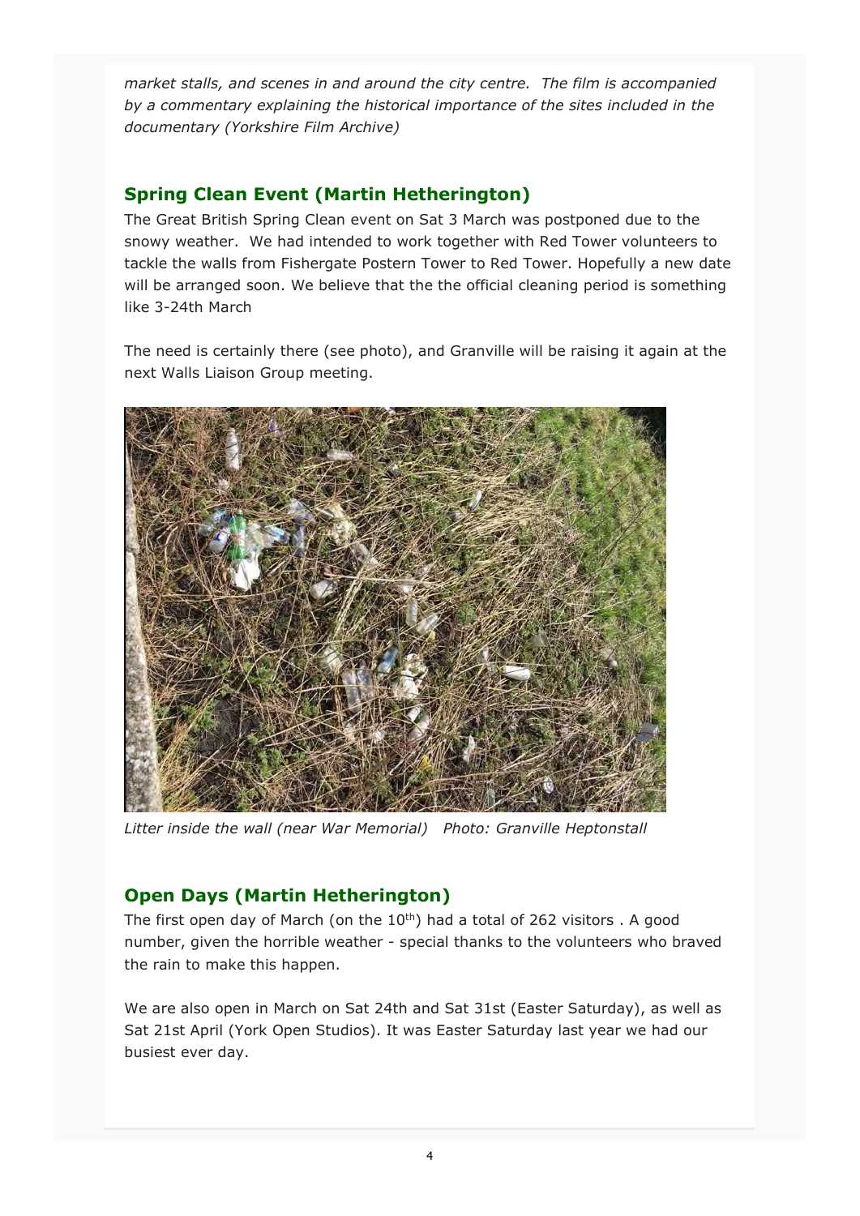*market stalls, and scenes in and around the city centre. The film is accompanied by a commentary explaining the historical importance of the sites included in the documentary (Yorkshire Film Archive)*

## Spring Clean Event (Martin Hetherington)

The Great British Spring Clean event on Sat 3 March was postponed due to the snowy weather. We had intended to work together with Red Tower volunteers to tackle the walls from Fishergate Postern Tower to Red Tower. Hopefully a new date will be arranged soon. We believe that the the official cleaning period is something like 3-24th March

The need is certainly there (see photo), and Granville will be raising it again at the next Walls Liaison Group meeting.

*Litter inside the wall (near War Memorial) Photo: Granville Heptonstall*

## Open Days (Martin Hetherington)

The first open day of March (on the 10th) had a total of 262 visitors . A good number, given the horrible weather - special thanks to the volunteers who braved the rain to make this happen.

We are also open in March on Sat 24th and Sat 31st (Easter Saturday), as well as Sat 21st April (York Open Studios). It was Easter Saturday last year we had our busiest ever day.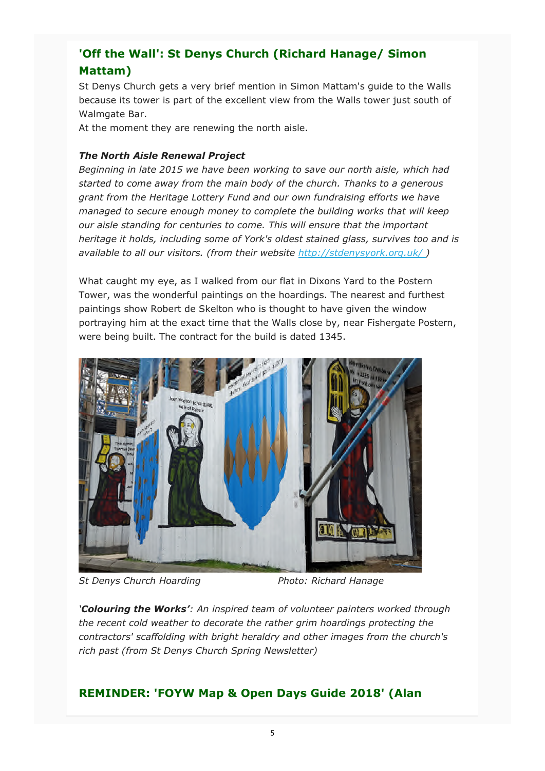## 'Off the Wall': St Denys Church (Richard Hanage/ Simon Mattam)

St Denys Church gets a very brief mention in Simon Mattam's guide to the Walls because its tower is part of the excellent view from the Walls tower just south of Walmgate Bar.

At the moment they are renewing the north aisle.

***The North Aisle Renewal Project***

*Beginning in late 2015 we have been working to save our north aisle, which had started to come away from the main body of the church. Thanks to a generous grant from the Heritage Lottery Fund and our own fundraising efforts we have managed to secure enough money to complete the building works that will keep our aisle standing for centuries to come. This will ensure that the important heritage it holds, including some of York's oldest stained glass, survives too and is available to all our visitors. (from their website [http://stdenysyork.org.uk/](http://stdenysyork.org.uk/) )*

What caught my eye, as I walked from our flat in Dixons Yard to the Postern Tower, was the wonderful paintings on the hoardings. The nearest and furthest paintings show Robert de Skelton who is thought to have given the window portraying him at the exact time that the Walls close by, near Fishergate Postern, were being built. The contract for the build is dated 1345.

*St Denys Church Hoarding* *Photo: Richard Hanage*

*'**Colouring the Works'**: An inspired team of volunteer painters worked through the recent cold weather to decorate the rather grim hoardings protecting the contractors' scaffolding with bright heraldry and other images from the church's rich past (from St Denys Church Spring Newsletter)*

## REMINDER: 'FOYW Map & Open Days Guide 2018' (Alan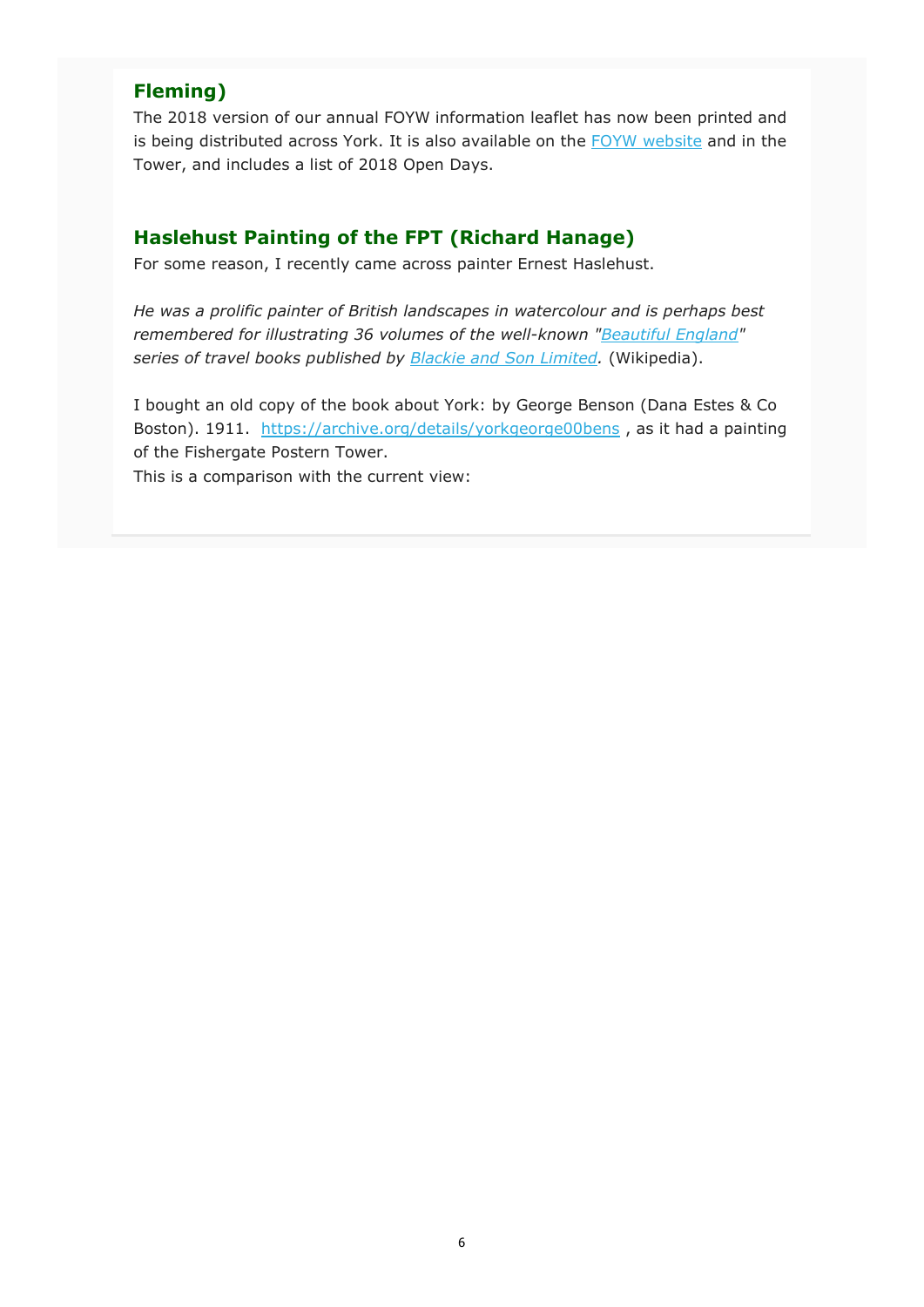## Fleming)

The 2018 version of our annual FOYW information leaflet has now been printed and is being distributed across York. It is also available on the [FOYW website](FOYW website) and in the Tower, and includes a list of 2018 Open Days.

## Haslehust Painting of the FPT (Richard Hanage)

For some reason, I recently came across painter Ernest Haslehust.

*He was a prolific painter of British landscapes in watercolour and is perhaps best remembered for illustrating 36 volumes of the well-known "Beautiful England" series of travel books published by Blackie and Son Limited.* (Wikipedia).

I bought an old copy of the book about York: by George Benson (Dana Estes & Co Boston). 1911. https://archive.org/details/yorkgeorge00bens , as it had a painting of the Fishergate Postern Tower.

This is a comparison with the current view: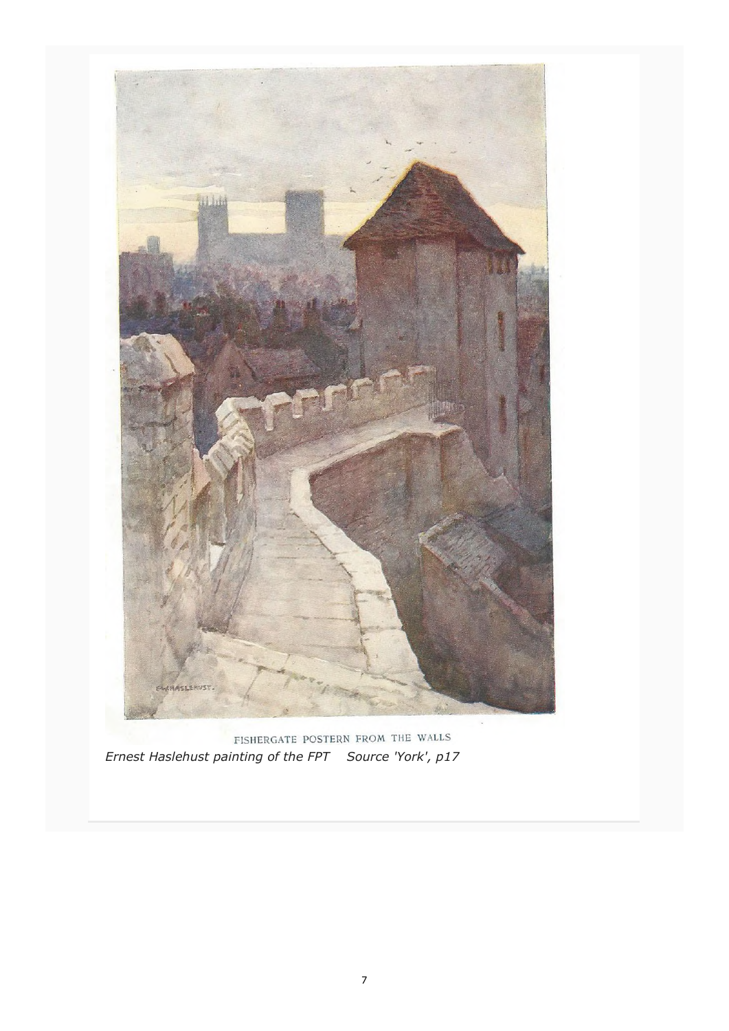FISHERGATE POSTERN FROM THE WALLS

*Ernest Haslehust painting of the FPT    Source 'York', p17*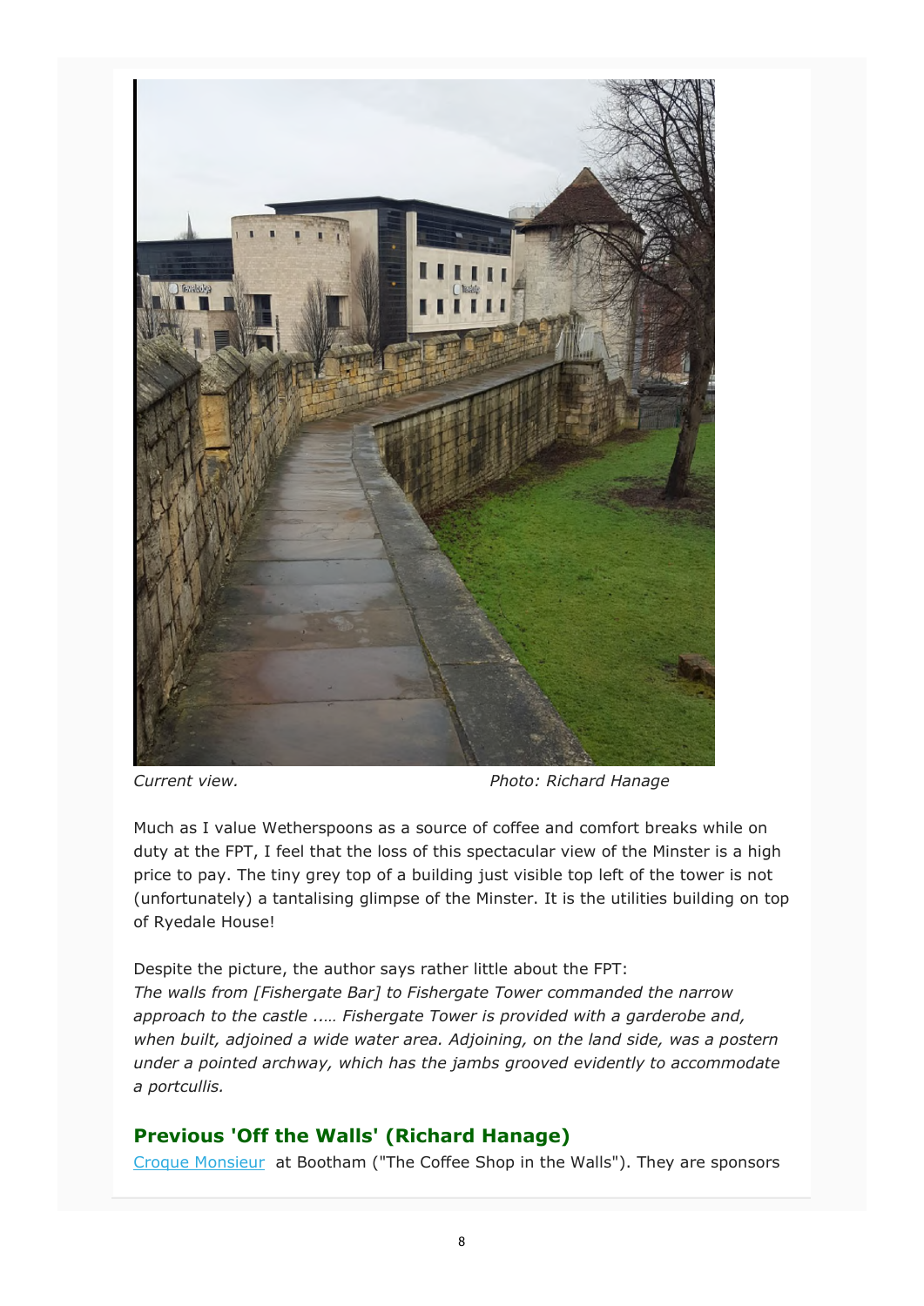*Current view.* *Photo: Richard Hanage*

Much as I value Wetherspoons as a source of coffee and comfort breaks while on duty at the FPT, I feel that the loss of this spectacular view of the Minster is a high price to pay. The tiny grey top of a building just visible top left of the tower is not (unfortunately) a tantalising glimpse of the Minster. It is the utilities building on top of Ryedale House!

Despite the picture, the author says rather little about the FPT:
*The walls from [Fishergate Bar] to Fishergate Tower commanded the narrow approach to the castle ..… Fishergate Tower is provided with a garderobe and, when built, adjoined a wide water area. Adjoining, on the land side, was a postern under a pointed archway, which has the jambs grooved evidently to accommodate a portcullis.*

## Previous 'Off the Walls' (Richard Hanage)

Croque Monsieur at Bootham ("The Coffee Shop in the Walls"). They are sponsors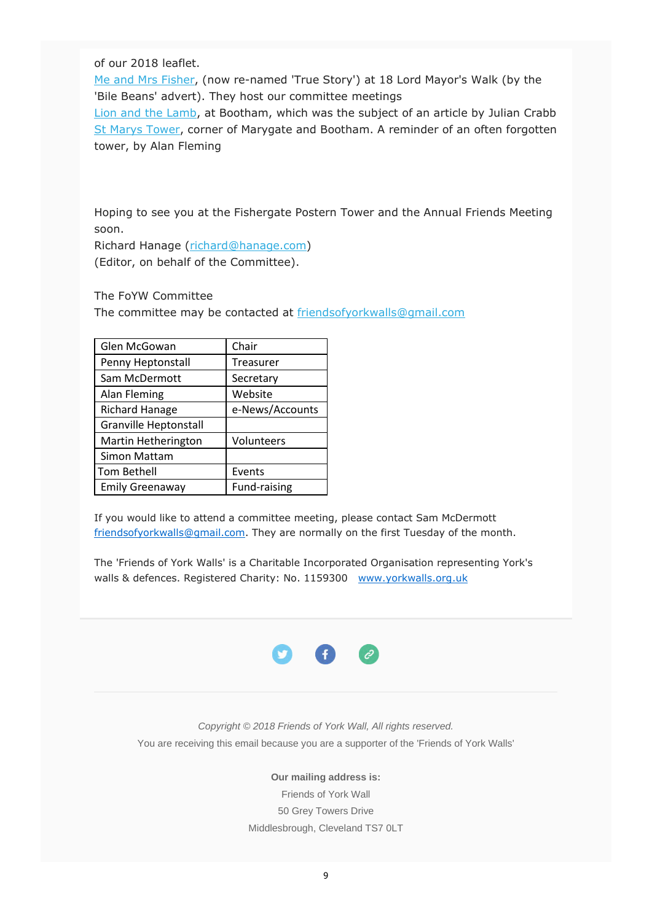of our 2018 leaflet.
Me and Mrs Fisher, (now re-named 'True Story') at 18 Lord Mayor's Walk (by the 'Bile Beans' advert). They host our committee meetings
Lion and the Lamb, at Bootham, which was the subject of an article by Julian Crabb
St Marys Tower, corner of Marygate and Bootham. A reminder of an often forgotten tower, by Alan Fleming

Hoping to see you at the Fishergate Postern Tower and the Annual Friends Meeting soon.
Richard Hanage (richard@hanage.com)
(Editor, on behalf of the Committee).

The FoYW Committee
The committee may be contacted at friendsofyorkwalls@gmail.com

| | |
|---|---|
| Glen McGowan | Chair |
| Penny Heptonstall | Treasurer |
| Sam McDermott | Secretary |
| Alan Fleming | Website |
| Richard Hanage | e-News/Accounts |
| Granville Heptonstall | |
| Martin Hetherington | Volunteers |
| Simon Mattam | |
| Tom Bethell | Events |
| Emily Greenaway | Fund-raising |

If you would like to attend a committee meeting, please contact Sam McDermott friendsofyorkwalls@gmail.com. They are normally on the first Tuesday of the month.

The 'Friends of York Walls' is a Charitable Incorporated Organisation representing York's walls & defences. Registered Charity: No. 1159300 www.yorkwalls.org.uk

*Copyright © 2018 Friends of York Wall, All rights reserved.*
You are receiving this email because you are a supporter of the 'Friends of York Walls'

**Our mailing address is:**
Friends of York Wall
50 Grey Towers Drive
Middlesbrough, Cleveland TS7 0LT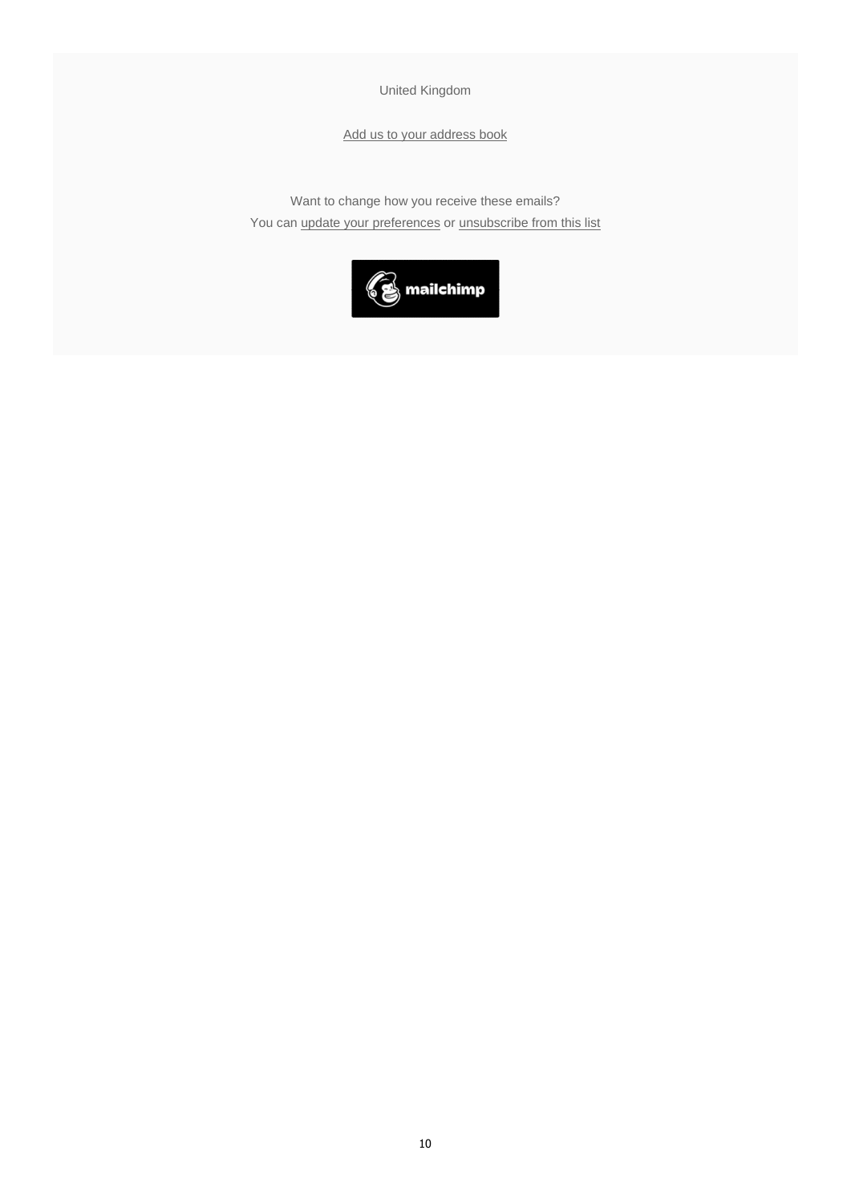United Kingdom

Add us to your address book

Want to change how you receive these emails?
You can update your preferences or unsubscribe from this list